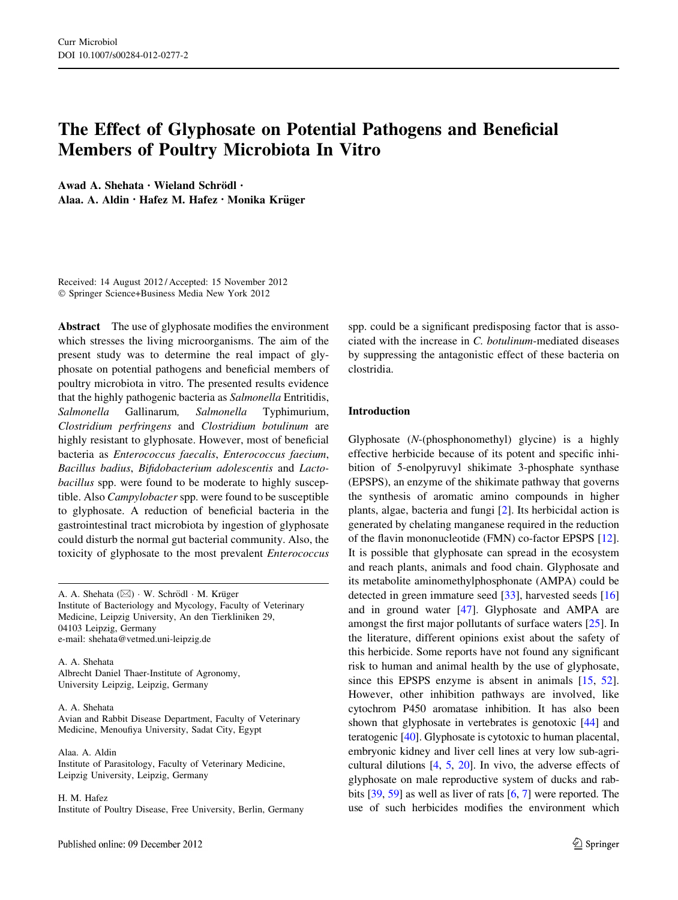# The Effect of Glyphosate on Potential Pathogens and Beneficial Members of Poultry Microbiota In Vitro

**Awad A. Shehata · Wieland Schrödl · Alaa. A. Aldin · Hafez M. Hafez · Monika Krüger**

Received: 14 August 2012 / Accepted: 15 November 2012
© Springer Science+Business Media New York 2012

**Abstract** The use of glyphosate modifies the environment which stresses the living microorganisms. The aim of the present study was to determine the real impact of glyphosate on potential pathogens and beneficial members of poultry microbiota in vitro. The presented results evidence that the highly pathogenic bacteria as *Salmonella* Entritidis, *Salmonella* Gallinarum, *Salmonella* Typhimurium, *Clostridium perfringens* and *Clostridium botulinum* are highly resistant to glyphosate. However, most of beneficial bacteria as *Enterococcus faecalis*, *Enterococcus faecium*, *Bacillus badius*, *Bifidobacterium adolescentis* and *Lactobacillus* spp. were found to be moderate to highly susceptible. Also *Campylobacter* spp. were found to be susceptible to glyphosate. A reduction of beneficial bacteria in the gastrointestinal tract microbiota by ingestion of glyphosate could disturb the normal gut bacterial community. Also, the toxicity of glyphosate to the most prevalent *Enterococcus* spp. could be a significant predisposing factor that is associated with the increase in *C. botulinum*-mediated diseases by suppressing the antagonistic effect of these bacteria on clostridia.

A. A. Shehata (✉) · W. Schrödl · M. Krüger
Institute of Bacteriology and Mycology, Faculty of Veterinary Medicine, Leipzig University, An den Tierkliniken 29, 04103 Leipzig, Germany
e-mail: shehata@vetmed.uni-leipzig.de

A. A. Shehata
Albrecht Daniel Thaer-Institute of Agronomy, University Leipzig, Leipzig, Germany

A. A. Shehata
Avian and Rabbit Disease Department, Faculty of Veterinary Medicine, Menoufiya University, Sadat City, Egypt

Alaa. A. Aldin
Institute of Parasitology, Faculty of Veterinary Medicine, Leipzig University, Leipzig, Germany

H. M. Hafez
Institute of Poultry Disease, Free University, Berlin, Germany

## Introduction

Glyphosate (*N*-(phosphonomethyl) glycine) is a highly effective herbicide because of its potent and specific inhibition of 5-enolpyruvyl shikimate 3-phosphate synthase (EPSPS), an enzyme of the shikimate pathway that governs the synthesis of aromatic amino compounds in higher plants, algae, bacteria and fungi [2]. Its herbicidal action is generated by chelating manganese required in the reduction of the flavin mononucleotide (FMN) co-factor EPSPS [12]. It is possible that glyphosate can spread in the ecosystem and reach plants, animals and food chain. Glyphosate and its metabolite aminomethylphosphonate (AMPA) could be detected in green immature seed [33], harvested seeds [16] and in ground water [47]. Glyphosate and AMPA are amongst the first major pollutants of surface waters [25]. In the literature, different opinions exist about the safety of this herbicide. Some reports have not found any significant risk to human and animal health by the use of glyphosate, since this EPSPS enzyme is absent in animals [15, 52]. However, other inhibition pathways are involved, like cytochrom P450 aromatase inhibition. It has also been shown that glyphosate in vertebrates is genotoxic [44] and teratogenic [40]. Glyphosate is cytotoxic to human placental, embryonic kidney and liver cell lines at very low sub-agricultural dilutions [4, 5, 20]. In vivo, the adverse effects of glyphosate on male reproductive system of ducks and rabbits [39, 59] as well as liver of rats [6, 7] were reported. The use of such herbicides modifies the environment which

Published online: 09 December 2012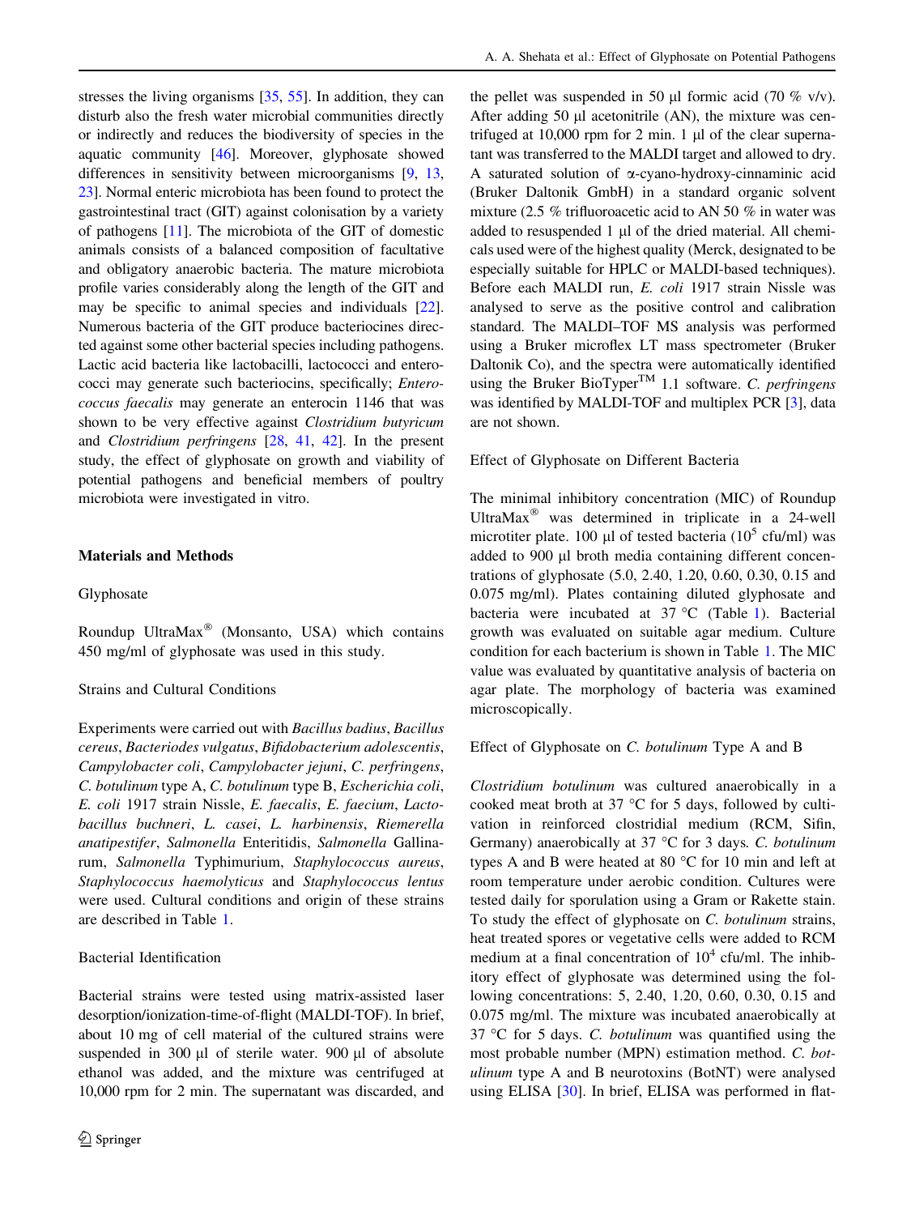stresses the living organisms [35, 55]. In addition, they can disturb also the fresh water microbial communities directly or indirectly and reduces the biodiversity of species in the aquatic community [46]. Moreover, glyphosate showed differences in sensitivity between microorganisms [9, 13, 23]. Normal enteric microbiota has been found to protect the gastrointestinal tract (GIT) against colonisation by a variety of pathogens [11]. The microbiota of the GIT of domestic animals consists of a balanced composition of facultative and obligatory anaerobic bacteria. The mature microbiota profile varies considerably along the length of the GIT and may be specific to animal species and individuals [22]. Numerous bacteria of the GIT produce bacteriocines directed against some other bacterial species including pathogens. Lactic acid bacteria like lactobacilli, lactococci and enterococci may generate such bacteriocins, specifically; *Enterococcus faecalis* may generate an enterocin 1146 that was shown to be very effective against *Clostridium butyricum* and *Clostridium perfringens* [28, 41, 42]. In the present study, the effect of glyphosate on growth and viability of potential pathogens and beneficial members of poultry microbiota were investigated in vitro.

## Materials and Methods

### Glyphosate

Roundup UltraMax® (Monsanto, USA) which contains 450 mg/ml of glyphosate was used in this study.

### Strains and Cultural Conditions

Experiments were carried out with *Bacillus badius*, *Bacillus cereus*, *Bacteriodes vulgatus*, *Bifidobacterium adolescentis*, *Campylobacter coli*, *Campylobacter jejuni*, *C. perfringens*, *C. botulinum* type A, *C. botulinum* type B, *Escherichia coli*, *E. coli* 1917 strain Nissle, *E. faecalis*, *E. faecium*, *Lactobacillus buchneri*, *L. casei*, *L. harbinensis*, *Riemerella anatipestifer*, *Salmonella* Enteritidis, *Salmonella* Gallinarum, *Salmonella* Typhimurium, *Staphylococcus aureus*, *Staphylococcus haemolyticus* and *Staphylococcus lentus* were used. Cultural conditions and origin of these strains are described in Table 1.

### Bacterial Identification

Bacterial strains were tested using matrix-assisted laser desorption/ionization-time-of-flight (MALDI-TOF). In brief, about 10 mg of cell material of the cultured strains were suspended in 300 µl of sterile water. 900 µl of absolute ethanol was added, and the mixture was centrifuged at 10,000 rpm for 2 min. The supernatant was discarded, and the pellet was suspended in 50 µl formic acid (70 % v/v). After adding 50 µl acetonitrile (AN), the mixture was centrifuged at 10,000 rpm for 2 min. 1 µl of the clear supernatant was transferred to the MALDI target and allowed to dry. A saturated solution of α-cyano-hydroxy-cinnaminic acid (Bruker Daltonik GmbH) in a standard organic solvent mixture (2.5 % trifluoroacetic acid to AN 50 % in water was added to resuspended 1 µl of the dried material. All chemicals used were of the highest quality (Merck, designated to be especially suitable for HPLC or MALDI-based techniques). Before each MALDI run, *E. coli* 1917 strain Nissle was analysed to serve as the positive control and calibration standard. The MALDI–TOF MS analysis was performed using a Bruker microflex LT mass spectrometer (Bruker Daltonik Co), and the spectra were automatically identified using the Bruker BioTyper™ 1.1 software. *C. perfringens* was identified by MALDI-TOF and multiplex PCR [3], data are not shown.

### Effect of Glyphosate on Different Bacteria

The minimal inhibitory concentration (MIC) of Roundup UltraMax® was determined in triplicate in a 24-well microtiter plate. 100 µl of tested bacteria ($10^5$ cfu/ml) was added to 900 µl broth media containing different concentrations of glyphosate (5.0, 2.40, 1.20, 0.60, 0.30, 0.15 and 0.075 mg/ml). Plates containing diluted glyphosate and bacteria were incubated at 37 °C (Table 1). Bacterial growth was evaluated on suitable agar medium. Culture condition for each bacterium is shown in Table 1. The MIC value was evaluated by quantitative analysis of bacteria on agar plate. The morphology of bacteria was examined microscopically.

### Effect of Glyphosate on *C. botulinum* Type A and B

*Clostridium botulinum* was cultured anaerobically in a cooked meat broth at 37 °C for 5 days, followed by cultivation in reinforced clostridial medium (RCM, Sifin, Germany) anaerobically at 37 °C for 3 days. *C. botulinum* types A and B were heated at 80 °C for 10 min and left at room temperature under aerobic condition. Cultures were tested daily for sporulation using a Gram or Rakette stain. To study the effect of glyphosate on *C. botulinum* strains, heat treated spores or vegetative cells were added to RCM medium at a final concentration of $10^4$ cfu/ml. The inhibitory effect of glyphosate was determined using the following concentrations: 5, 2.40, 1.20, 0.60, 0.30, 0.15 and 0.075 mg/ml. The mixture was incubated anaerobically at 37 °C for 5 days. *C. botulinum* was quantified using the most probable number (MPN) estimation method. *C. botulinum* type A and B neurotoxins (BotNT) were analysed using ELISA [30]. In brief, ELISA was performed in flat-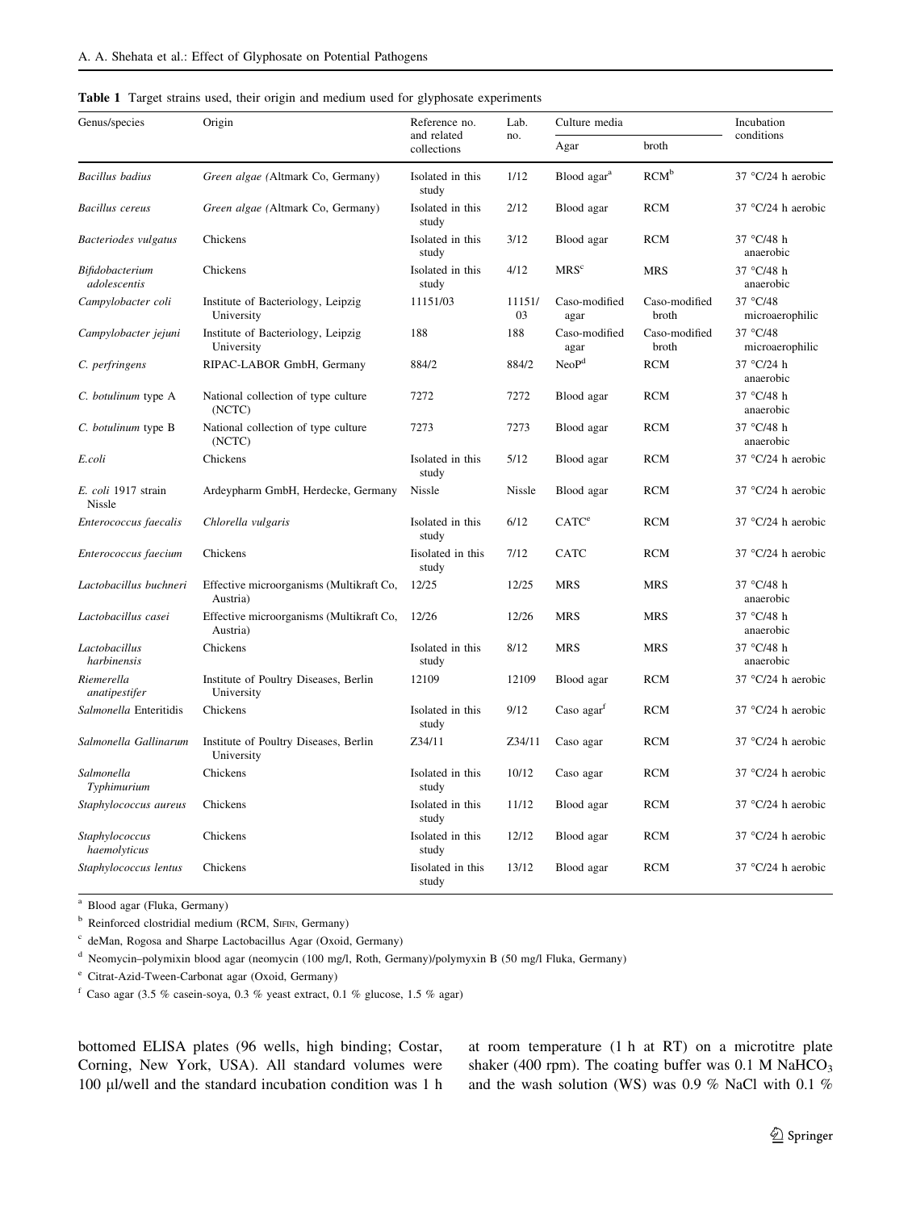**Table 1** Target strains used, their origin and medium used for glyphosate experiments

| Genus/species | Origin | Reference no. and related collections | Lab. no. | Culture media | | Incubation conditions |
|---|---|---|---|---|---|---|
| | | | | Agar | broth | |
| *Bacillus badius* | *Green algae* (Altmark Co, Germany) | Isolated in this study | 1/12 | Blood agar[a] | RCM[b] | 37 °C/24 h aerobic |
| *Bacillus cereus* | *Green algae* (Altmark Co, Germany) | Isolated in this study | 2/12 | Blood agar | RCM | 37 °C/24 h aerobic |
| *Bacteriodes vulgatus* | Chickens | Isolated in this study | 3/12 | Blood agar | RCM | 37 °C/48 h anaerobic |
| *Bifidobacterium adolescentis* | Chickens | Isolated in this study | 4/12 | MRS[c] | MRS | 37 °C/48 h anaerobic |
| *Campylobacter coli* | Institute of Bacteriology, Leipzig University | 11151/03 | 11151/03 | Caso-modified agar | Caso-modified broth | 37 °C/48 microaerophilic |
| *Campylobacter jejuni* | Institute of Bacteriology, Leipzig University | 188 | 188 | Caso-modified agar | Caso-modified broth | 37 °C/48 microaerophilic |
| *C. perfringens* | RIPAC-LABOR GmbH, Germany | 884/2 | 884/2 | NeoP[d] | RCM | 37 °C/24 h anaerobic |
| *C. botulinum* type A | National collection of type culture (NCTC) | 7272 | 7272 | Blood agar | RCM | 37 °C/48 h anaerobic |
| *C. botulinum* type B | National collection of type culture (NCTC) | 7273 | 7273 | Blood agar | RCM | 37 °C/48 h anaerobic |
| *E.coli* | Chickens | Isolated in this study | 5/12 | Blood agar | RCM | 37 °C/24 h aerobic |
| *E. coli* 1917 strain Nissle | Ardeypharm GmbH, Herdecke, Germany | Nissle | Nissle | Blood agar | RCM | 37 °C/24 h aerobic |
| *Enterococcus faecalis* | *Chlorella vulgaris* | Isolated in this study | 6/12 | CATC[e] | RCM | 37 °C/24 h aerobic |
| *Enterococcus faecium* | Chickens | Iisolated in this study | 7/12 | CATC | RCM | 37 °C/24 h aerobic |
| *Lactobacillus buchneri* | Effective microorganisms (Multikraft Co, Austria) | 12/25 | 12/25 | MRS | MRS | 37 °C/48 h anaerobic |
| *Lactobacillus casei* | Effective microorganisms (Multikraft Co, Austria) | 12/26 | 12/26 | MRS | MRS | 37 °C/48 h anaerobic |
| *Lactobacillus harbinensis* | Chickens | Isolated in this study | 8/12 | MRS | MRS | 37 °C/48 h anaerobic |
| *Riemerella anatipestifer* | Institute of Poultry Diseases, Berlin University | 12109 | 12109 | Blood agar | RCM | 37 °C/24 h aerobic |
| *Salmonella* Enteritidis | Chickens | Isolated in this study | 9/12 | Caso agar[f] | RCM | 37 °C/24 h aerobic |
| *Salmonella* Gallinarum | Institute of Poultry Diseases, Berlin University | Z34/11 | Z34/11 | Caso agar | RCM | 37 °C/24 h aerobic |
| *Salmonella* Typhimurium | Chickens | Isolated in this study | 10/12 | Caso agar | RCM | 37 °C/24 h aerobic |
| *Staphylococcus aureus* | Chickens | Isolated in this study | 11/12 | Blood agar | RCM | 37 °C/24 h aerobic |
| *Staphylococcus haemolyticus* | Chickens | Isolated in this study | 12/12 | Blood agar | RCM | 37 °C/24 h aerobic |
| *Staphylococcus lentus* | Chickens | Iisolated in this study | 13/12 | Blood agar | RCM | 37 °C/24 h aerobic |

[a] Blood agar (Fluka, Germany)

[b] Reinforced clostridial medium (RCM, SIFIN, Germany)

[c] deMan, Rogosa and Sharpe Lactobacillus Agar (Oxoid, Germany)

[d] Neomycin–polymixin blood agar (neomycin (100 mg/l, Roth, Germany)/polymyxin B (50 mg/l Fluka, Germany)

[e] Citrat-Azid-Tween-Carbonat agar (Oxoid, Germany)

[f] Caso agar (3.5 % casein-soya, 0.3 % yeast extract, 0.1 % glucose, 1.5 % agar)

bottomed ELISA plates (96 wells, high binding; Costar, Corning, New York, USA). All standard volumes were 100 µl/well and the standard incubation condition was 1 h at room temperature (1 h at RT) on a microtitre plate shaker (400 rpm). The coating buffer was 0.1 M $NaHCO_3$ and the wash solution (WS) was 0.9 % NaCl with 0.1 %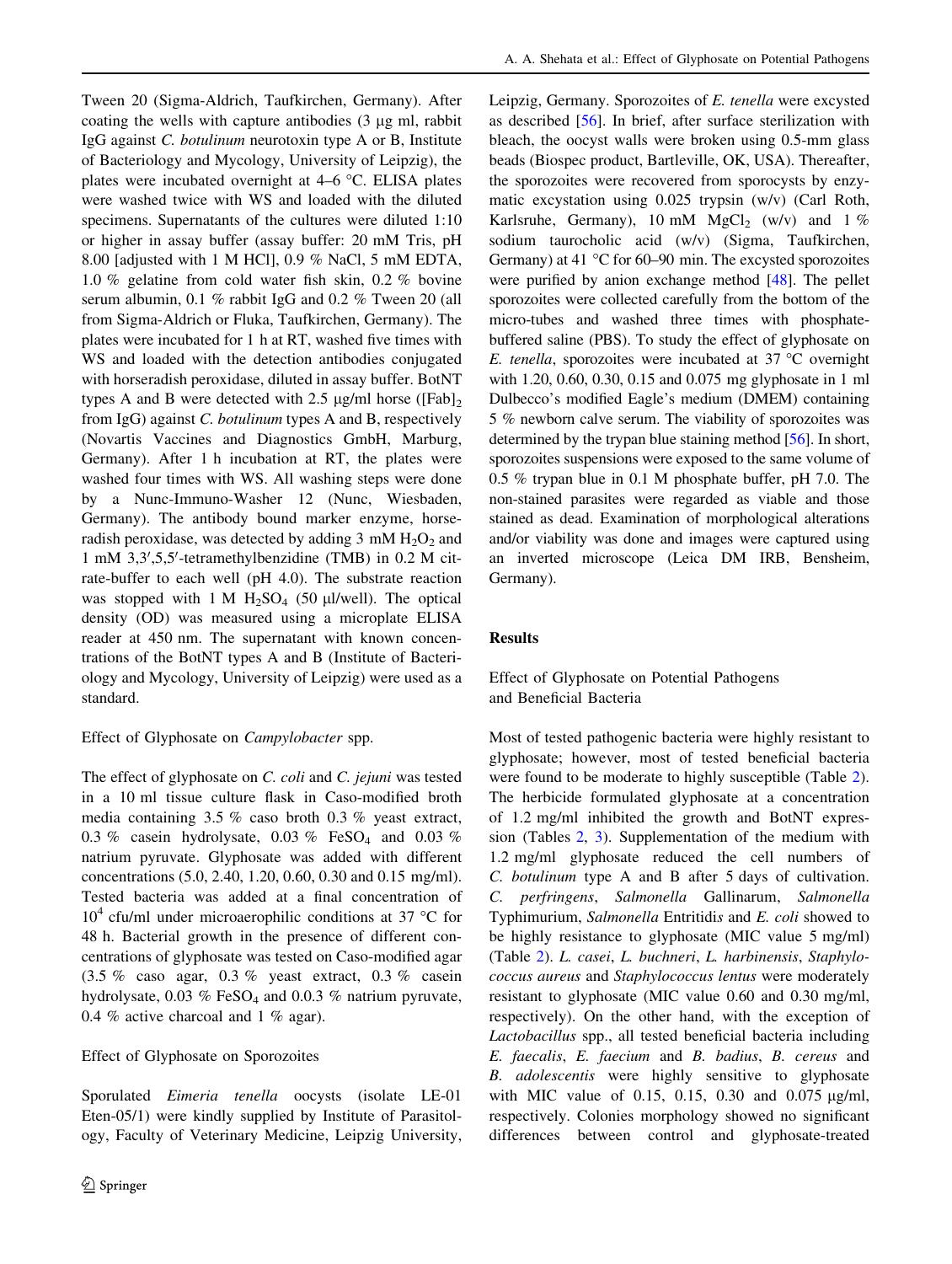Tween 20 (Sigma-Aldrich, Taufkirchen, Germany). After coating the wells with capture antibodies (3 µg ml, rabbit IgG against *C. botulinum* neurotoxin type A or B, Institute of Bacteriology and Mycology, University of Leipzig), the plates were incubated overnight at 4–6 °C. ELISA plates were washed twice with WS and loaded with the diluted specimens. Supernatants of the cultures were diluted 1:10 or higher in assay buffer (assay buffer: 20 mM Tris, pH 8.00 [adjusted with 1 M HCl], 0.9 % NaCl, 5 mM EDTA, 1.0 % gelatine from cold water fish skin, 0.2 % bovine serum albumin, 0.1 % rabbit IgG and 0.2 % Tween 20 (all from Sigma-Aldrich or Fluka, Taufkirchen, Germany). The plates were incubated for 1 h at RT, washed five times with WS and loaded with the detection antibodies conjugated with horseradish peroxidase, diluted in assay buffer. BotNT types A and B were detected with 2.5 µg/ml horse ($[Fab]_2$ from IgG) against *C. botulinum* types A and B, respectively (Novartis Vaccines and Diagnostics GmbH, Marburg, Germany). After 1 h incubation at RT, the plates were washed four times with WS. All washing steps were done by a Nunc-Immuno-Washer 12 (Nunc, Wiesbaden, Germany). The antibody bound marker enzyme, horseradish peroxidase, was detected by adding 3 mM $H_2O_2$ and 1 mM 3,3′,5,5′-tetramethylbenzidine (TMB) in 0.2 M citrate-buffer to each well (pH 4.0). The substrate reaction was stopped with 1 M $H_2SO_4$ (50 µl/well). The optical density (OD) was measured using a microplate ELISA reader at 450 nm. The supernatant with known concentrations of the BotNT types A and B (Institute of Bacteriology and Mycology, University of Leipzig) were used as a standard.

### Effect of Glyphosate on *Campylobacter* spp.

The effect of glyphosate on *C. coli* and *C. jejuni* was tested in a 10 ml tissue culture flask in Caso-modified broth media containing 3.5 % caso broth 0.3 % yeast extract, 0.3 % casein hydrolysate, 0.03 % $FeSO_4$ and 0.03 % natrium pyruvate. Glyphosate was added with different concentrations (5.0, 2.40, 1.20, 0.60, 0.30 and 0.15 mg/ml). Tested bacteria was added at a final concentration of $10^4$ cfu/ml under microaerophilic conditions at 37 °C for 48 h. Bacterial growth in the presence of different concentrations of glyphosate was tested on Caso-modified agar (3.5 % caso agar, 0.3 % yeast extract, 0.3 % casein hydrolysate, 0.03 % $FeSO_4$ and 0.0.3 % natrium pyruvate, 0.4 % active charcoal and 1 % agar).

### Effect of Glyphosate on Sporozoites

Sporulated *Eimeria tenella* oocysts (isolate LE-01 Eten-05/1) were kindly supplied by Institute of Parasitology, Faculty of Veterinary Medicine, Leipzig University, Leipzig, Germany. Sporozoites of *E. tenella* were excysted as described [56]. In brief, after surface sterilization with bleach, the oocyst walls were broken using 0.5-mm glass beads (Biospec product, Bartleville, OK, USA). Thereafter, the sporozoites were recovered from sporocysts by enzymatic excystation using 0.025 trypsin (w/v) (Carl Roth, Karlsruhe, Germany), 10 mM $MgCl_2$ (w/v) and 1 % sodium taurocholic acid (w/v) (Sigma, Taufkirchen, Germany) at 41 °C for 60–90 min. The excysted sporozoites were purified by anion exchange method [48]. The pellet sporozoites were collected carefully from the bottom of the micro-tubes and washed three times with phosphate-buffered saline (PBS). To study the effect of glyphosate on *E. tenella*, sporozoites were incubated at 37 °C overnight with 1.20, 0.60, 0.30, 0.15 and 0.075 mg glyphosate in 1 ml Dulbecco's modified Eagle's medium (DMEM) containing 5 % newborn calve serum. The viability of sporozoites was determined by the trypan blue staining method [56]. In short, sporozoites suspensions were exposed to the same volume of 0.5 % trypan blue in 0.1 M phosphate buffer, pH 7.0. The non-stained parasites were regarded as viable and those stained as dead. Examination of morphological alterations and/or viability was done and images were captured using an inverted microscope (Leica DM IRB, Bensheim, Germany).

## Results

### Effect of Glyphosate on Potential Pathogens and Beneficial Bacteria

Most of tested pathogenic bacteria were highly resistant to glyphosate; however, most of tested beneficial bacteria were found to be moderate to highly susceptible (Table 2). The herbicide formulated glyphosate at a concentration of 1.2 mg/ml inhibited the growth and BotNT expression (Tables 2, 3). Supplementation of the medium with 1.2 mg/ml glyphosate reduced the cell numbers of *C. botulinum* type A and B after 5 days of cultivation. *C. perfringens*, *Salmonella* Gallinarum, *Salmonella* Typhimurium, *Salmonella* Entritidis and *E. coli* showed to be highly resistance to glyphosate (MIC value 5 mg/ml) (Table 2). *L. casei*, *L. buchneri*, *L. harbinensis*, *Staphylococcus aureus* and *Staphylococcus lentus* were moderately resistant to glyphosate (MIC value 0.60 and 0.30 mg/ml, respectively). On the other hand, with the exception of *Lactobacillus* spp., all tested beneficial bacteria including *E. faecalis*, *E. faecium* and *B. badius*, *B. cereus* and *B. adolescentis* were highly sensitive to glyphosate with MIC value of 0.15, 0.15, 0.30 and 0.075 µg/ml, respectively. Colonies morphology showed no significant differences between control and glyphosate-treated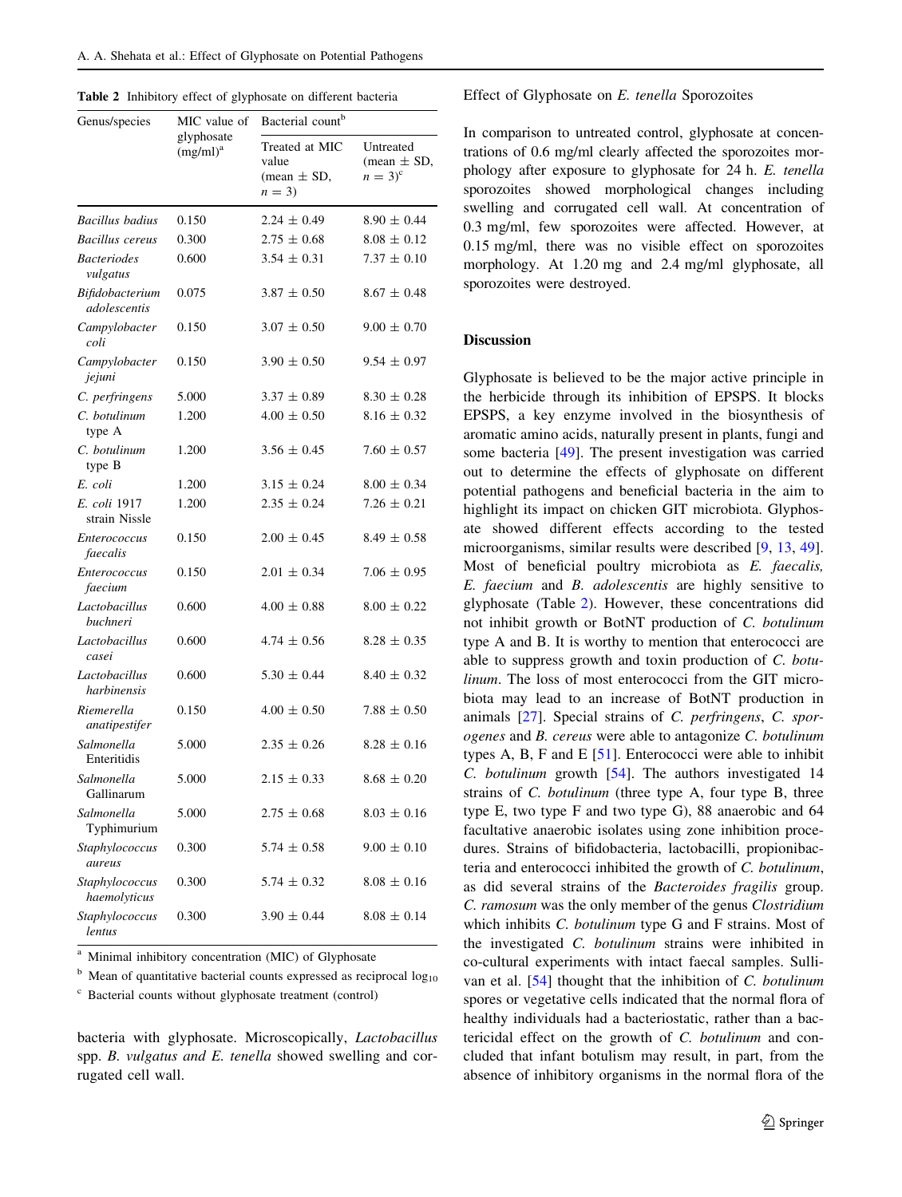**Table 2** Inhibitory effect of glyphosate on different bacteria

| Genus/species | MIC value of glyphosate (mg/ml)[a] | Bacterial count[b] | |
|---|---|---|---|
| | | Treated at MIC value (mean ± SD, $n = 3$) | Untreated (mean ± SD, $n = 3$)[c] |
| *Bacillus badius* | 0.150 | 2.24 ± 0.49 | 8.90 ± 0.44 |
| *Bacillus cereus* | 0.300 | 2.75 ± 0.68 | 8.08 ± 0.12 |
| *Bacteriodes vulgatus* | 0.600 | 3.54 ± 0.31 | 7.37 ± 0.10 |
| *Bifidobacterium adolescentis* | 0.075 | 3.87 ± 0.50 | 8.67 ± 0.48 |
| *Campylobacter coli* | 0.150 | 3.07 ± 0.50 | 9.00 ± 0.70 |
| *Campylobacter jejuni* | 0.150 | 3.90 ± 0.50 | 9.54 ± 0.97 |
| *C. perfringens* | 5.000 | 3.37 ± 0.89 | 8.30 ± 0.28 |
| *C. botulinum* type A | 1.200 | 4.00 ± 0.50 | 8.16 ± 0.32 |
| *C. botulinum* type B | 1.200 | 3.56 ± 0.45 | 7.60 ± 0.57 |
| *E. coli* | 1.200 | 3.15 ± 0.24 | 8.00 ± 0.34 |
| *E. coli* 1917 strain Nissle | 1.200 | 2.35 ± 0.24 | 7.26 ± 0.21 |
| *Enterococcus faecalis* | 0.150 | 2.00 ± 0.45 | 8.49 ± 0.58 |
| *Enterococcus faecium* | 0.150 | 2.01 ± 0.34 | 7.06 ± 0.95 |
| *Lactobacillus buchneri* | 0.600 | 4.00 ± 0.88 | 8.00 ± 0.22 |
| *Lactobacillus casei* | 0.600 | 4.74 ± 0.56 | 8.28 ± 0.35 |
| *Lactobacillus harbinensis* | 0.600 | 5.30 ± 0.44 | 8.40 ± 0.32 |
| *Riemerella anatipestifer* | 0.150 | 4.00 ± 0.50 | 7.88 ± 0.50 |
| *Salmonella* Enteritidis | 5.000 | 2.35 ± 0.26 | 8.28 ± 0.16 |
| *Salmonella* Gallinarum | 5.000 | 2.15 ± 0.33 | 8.68 ± 0.20 |
| *Salmonella* Typhimurium | 5.000 | 2.75 ± 0.68 | 8.03 ± 0.16 |
| *Staphylococcus aureus* | 0.300 | 5.74 ± 0.58 | 9.00 ± 0.10 |
| *Staphylococcus haemolyticus* | 0.300 | 5.74 ± 0.32 | 8.08 ± 0.16 |
| *Staphylococcus lentus* | 0.300 | 3.90 ± 0.44 | 8.08 ± 0.14 |

[a] Minimal inhibitory concentration (MIC) of Glyphosate

[b] Mean of quantitative bacterial counts expressed as reciprocal $\log_{10}$

[c] Bacterial counts without glyphosate treatment (control)

bacteria with glyphosate. Microscopically, *Lactobacillus* spp. *B. vulgatus and E. tenella* showed swelling and corrugated cell wall.

### Effect of Glyphosate on *E. tenella* Sporozoites

In comparison to untreated control, glyphosate at concentrations of 0.6 mg/ml clearly affected the sporozoites morphology after exposure to glyphosate for 24 h. *E. tenella* sporozoites showed morphological changes including swelling and corrugated cell wall. At concentration of 0.3 mg/ml, few sporozoites were affected. However, at 0.15 mg/ml, there was no visible effect on sporozoites morphology. At 1.20 mg and 2.4 mg/ml glyphosate, all sporozoites were destroyed.

## Discussion

Glyphosate is believed to be the major active principle in the herbicide through its inhibition of EPSPS. It blocks EPSPS, a key enzyme involved in the biosynthesis of aromatic amino acids, naturally present in plants, fungi and some bacteria [49]. The present investigation was carried out to determine the effects of glyphosate on different potential pathogens and beneficial bacteria in the aim to highlight its impact on chicken GIT microbiota. Glyphosate showed different effects according to the tested microorganisms, similar results were described [9, 13, 49]. Most of beneficial poultry microbiota as *E. faecalis, E. faecium* and *B. adolescentis* are highly sensitive to glyphosate (Table 2). However, these concentrations did not inhibit growth or BotNT production of *C. botulinum* type A and B. It is worthy to mention that enterococci are able to suppress growth and toxin production of *C. botulinum*. The loss of most enterococci from the GIT microbiota may lead to an increase of BotNT production in animals [27]. Special strains of *C. perfringens*, *C. sporogenes* and *B. cereus* were able to antagonize *C. botulinum* types A, B, F and E [51]. Enterococci were able to inhibit *C. botulinum* growth [54]. The authors investigated 14 strains of *C. botulinum* (three type A, four type B, three type E, two type F and two type G), 88 anaerobic and 64 facultative anaerobic isolates using zone inhibition procedures. Strains of bifidobacteria, lactobacilli, propionibacteria and enterococci inhibited the growth of *C. botulinum*, as did several strains of the *Bacteroides fragilis* group. *C. ramosum* was the only member of the genus *Clostridium* which inhibits *C. botulinum* type G and F strains. Most of the investigated *C. botulinum* strains were inhibited in co-cultural experiments with intact faecal samples. Sullivan et al. [54] thought that the inhibition of *C. botulinum* spores or vegetative cells indicated that the normal flora of healthy individuals had a bacteriostatic, rather than a bactericidal effect on the growth of *C. botulinum* and concluded that infant botulism may result, in part, from the absence of inhibitory organisms in the normal flora of the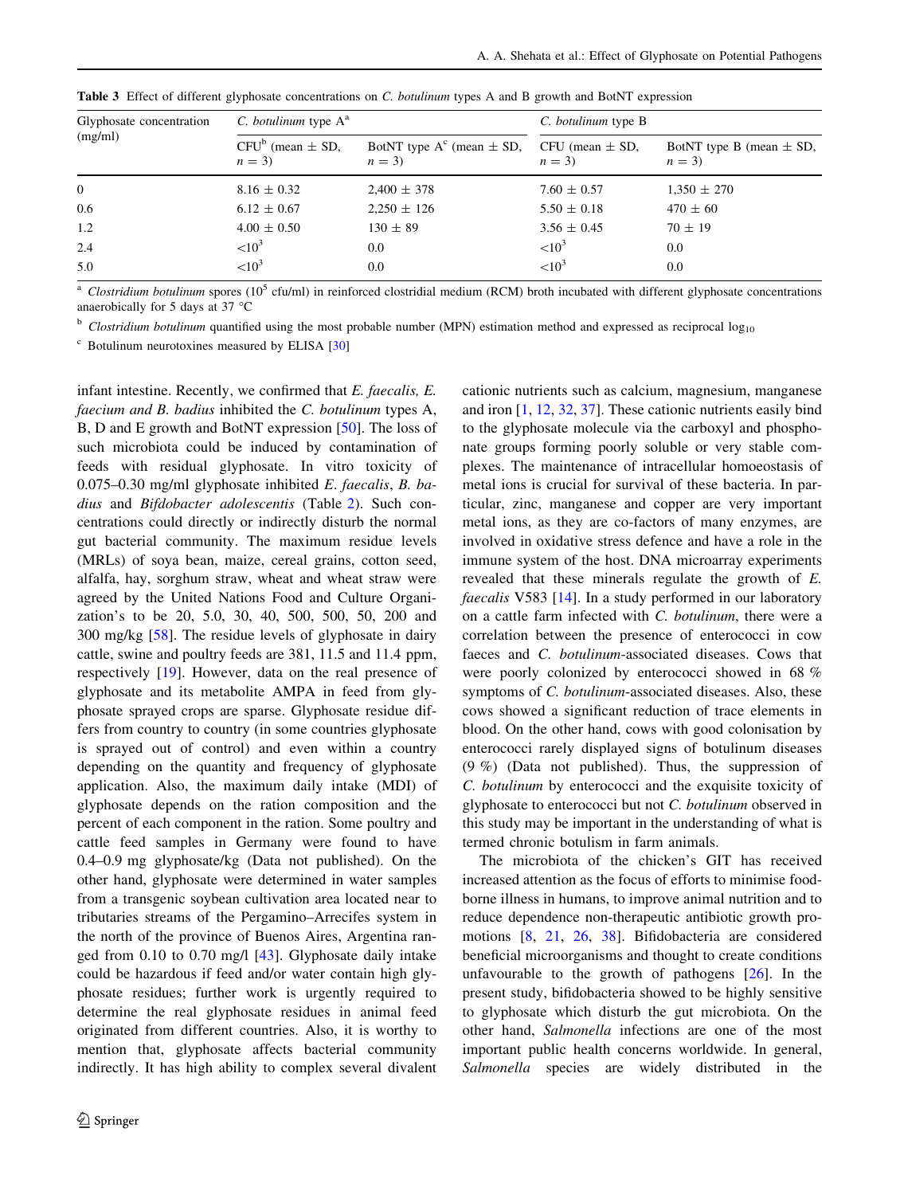**Table 3** Effect of different glyphosate concentrations on *C. botulinum* types A and B growth and BotNT expression

| Glyphosate concentration (mg/ml) | *C. botulinum* type A[a] | | *C. botulinum* type B | |
|---|---|---|---|---|
| | CFU[b] (mean ± SD, $n = 3$) | BotNT type A[c] (mean ± SD, $n = 3$) | CFU (mean ± SD, $n = 3$) | BotNT type B (mean ± SD, $n = 3$) |
| 0 | 8.16 ± 0.32 | 2,400 ± 378 | 7.60 ± 0.57 | 1,350 ± 270 |
| 0.6 | 6.12 ± 0.67 | 2,250 ± 126 | 5.50 ± 0.18 | 470 ± 60 |
| 1.2 | 4.00 ± 0.50 | 130 ± 89 | 3.56 ± 0.45 | 70 ± 19 |
| 2.4 | $<10^3$ | 0.0 | $<10^3$ | 0.0 |
| 5.0 | $<10^3$ | 0.0 | $<10^3$ | 0.0 |

[a] *Clostridium botulinum* spores ($10^5$ cfu/ml) in reinforced clostridial medium (RCM) broth incubated with different glyphosate concentrations anaerobically for 5 days at 37 °C

[b] *Clostridium botulinum* quantified using the most probable number (MPN) estimation method and expressed as reciprocal $\log_{10}$

[c] Botulinum neurotoxines measured by ELISA [30]

infant intestine. Recently, we confirmed that *E. faecalis, E. faecium and B. badius* inhibited the *C. botulinum* types A, B, D and E growth and BotNT expression [50]. The loss of such microbiota could be induced by contamination of feeds with residual glyphosate. In vitro toxicity of 0.075–0.30 mg/ml glyphosate inhibited *E. faecalis*, *B. badius* and *Bifdobacter adolescentis* (Table 2). Such concentrations could directly or indirectly disturb the normal gut bacterial community. The maximum residue levels (MRLs) of soya bean, maize, cereal grains, cotton seed, alfalfa, hay, sorghum straw, wheat and wheat straw were agreed by the United Nations Food and Culture Organization's to be 20, 5.0, 30, 40, 500, 500, 50, 200 and 300 mg/kg [58]. The residue levels of glyphosate in dairy cattle, swine and poultry feeds are 381, 11.5 and 11.4 ppm, respectively [19]. However, data on the real presence of glyphosate and its metabolite AMPA in feed from glyphosate sprayed crops are sparse. Glyphosate residue differs from country to country (in some countries glyphosate is sprayed out of control) and even within a country depending on the quantity and frequency of glyphosate application. Also, the maximum daily intake (MDI) of glyphosate depends on the ration composition and the percent of each component in the ration. Some poultry and cattle feed samples in Germany were found to have 0.4–0.9 mg glyphosate/kg (Data not published). On the other hand, glyphosate were determined in water samples from a transgenic soybean cultivation area located near to tributaries streams of the Pergamino–Arrecifes system in the north of the province of Buenos Aires, Argentina ranged from 0.10 to 0.70 mg/l [43]. Glyphosate daily intake could be hazardous if feed and/or water contain high glyphosate residues; further work is urgently required to determine the real glyphosate residues in animal feed originated from different countries. Also, it is worthy to mention that, glyphosate affects bacterial community indirectly. It has high ability to complex several divalent cationic nutrients such as calcium, magnesium, manganese and iron [1, 12, 32, 37]. These cationic nutrients easily bind to the glyphosate molecule via the carboxyl and phosphonate groups forming poorly soluble or very stable complexes. The maintenance of intracellular homoeostasis of metal ions is crucial for survival of these bacteria. In particular, zinc, manganese and copper are very important metal ions, as they are co-factors of many enzymes, are involved in oxidative stress defence and have a role in the immune system of the host. DNA microarray experiments revealed that these minerals regulate the growth of *E. faecalis* V583 [14]. In a study performed in our laboratory on a cattle farm infected with *C. botulinum*, there were a correlation between the presence of enterococci in cow faeces and *C. botulinum*-associated diseases. Cows that were poorly colonized by enterococci showed in 68 % symptoms of *C. botulinum*-associated diseases. Also, these cows showed a significant reduction of trace elements in blood. On the other hand, cows with good colonisation by enterococci rarely displayed signs of botulinum diseases (9 %) (Data not published). Thus, the suppression of *C. botulinum* by enterococci and the exquisite toxicity of glyphosate to enterococci but not *C. botulinum* observed in this study may be important in the understanding of what is termed chronic botulism in farm animals.

The microbiota of the chicken's GIT has received increased attention as the focus of efforts to minimise food-borne illness in humans, to improve animal nutrition and to reduce dependence non-therapeutic antibiotic growth promotions [8, 21, 26, 38]. Bifidobacteria are considered beneficial microorganisms and thought to create conditions unfavourable to the growth of pathogens [26]. In the present study, bifidobacteria showed to be highly sensitive to glyphosate which disturb the gut microbiota. On the other hand, *Salmonella* infections are one of the most important public health concerns worldwide. In general, *Salmonella* species are widely distributed in the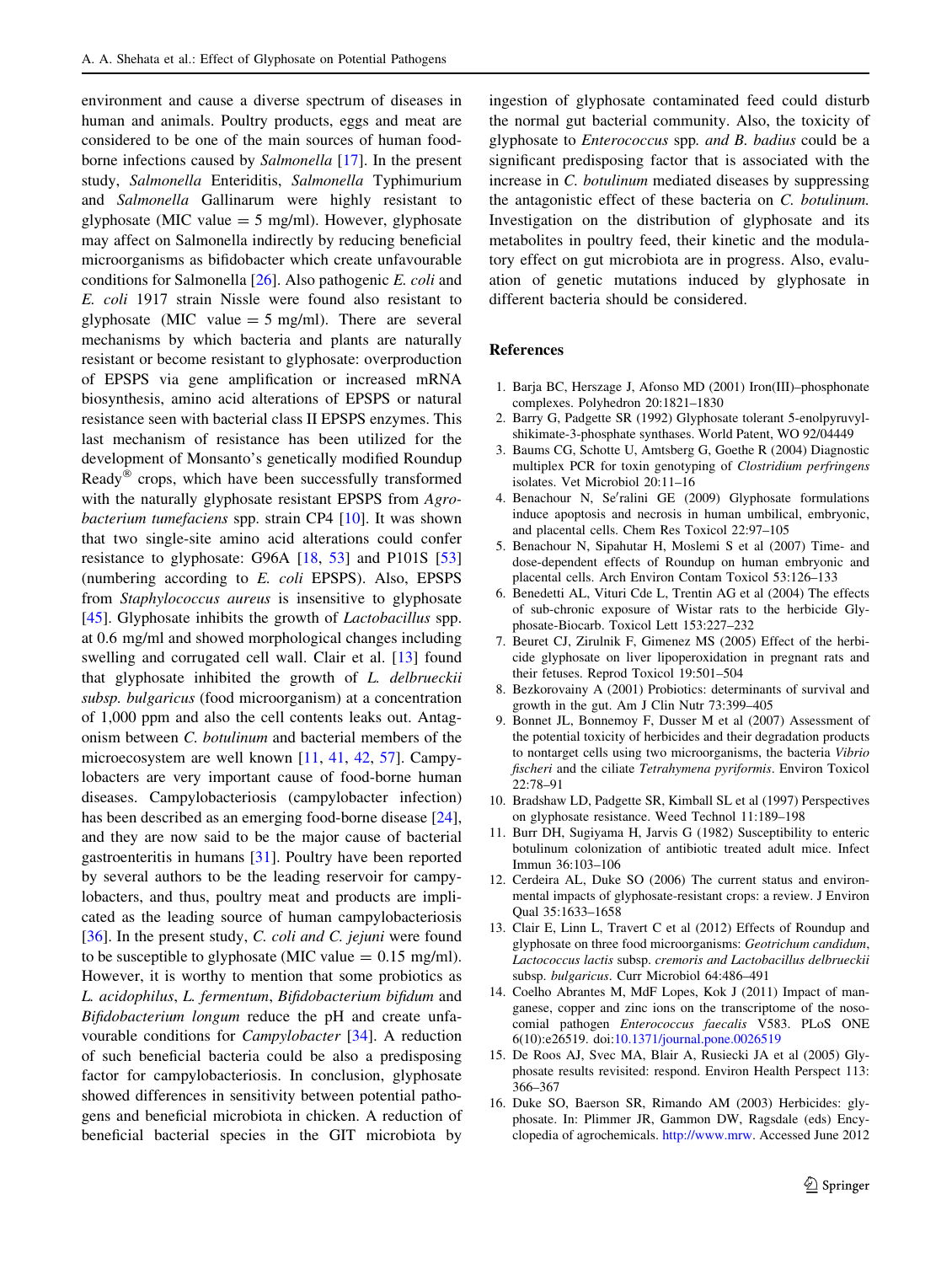environment and cause a diverse spectrum of diseases in human and animals. Poultry products, eggs and meat are considered to be one of the main sources of human food-borne infections caused by *Salmonella* [17]. In the present study, *Salmonella* Enteriditis, *Salmonella* Typhimurium and *Salmonella* Gallinarum were highly resistant to glyphosate (MIC value = 5 mg/ml). However, glyphosate may affect on Salmonella indirectly by reducing beneficial microorganisms as bifidobacter which create unfavourable conditions for Salmonella [26]. Also pathogenic *E. coli* and *E. coli* 1917 strain Nissle were found also resistant to glyphosate (MIC value = 5 mg/ml). There are several mechanisms by which bacteria and plants are naturally resistant or become resistant to glyphosate: overproduction of EPSPS via gene amplification or increased mRNA biosynthesis, amino acid alterations of EPSPS or natural resistance seen with bacterial class II EPSPS enzymes. This last mechanism of resistance has been utilized for the development of Monsanto's genetically modified Roundup Ready® crops, which have been successfully transformed with the naturally glyphosate resistant EPSPS from *Agrobacterium tumefaciens* spp. strain CP4 [10]. It was shown that two single-site amino acid alterations could confer resistance to glyphosate: G96A [18, 53] and P101S [53] (numbering according to *E. coli* EPSPS). Also, EPSPS from *Staphylococcus aureus* is insensitive to glyphosate [45]. Glyphosate inhibits the growth of *Lactobacillus* spp. at 0.6 mg/ml and showed morphological changes including swelling and corrugated cell wall. Clair et al. [13] found that glyphosate inhibited the growth of *L. delbrueckii subsp. bulgaricus* (food microorganism) at a concentration of 1,000 ppm and also the cell contents leaks out. Antagonism between *C. botulinum* and bacterial members of the microecosystem are well known [11, 41, 42, 57]. Campylobacters are very important cause of food-borne human diseases. Campylobacteriosis (campylobacter infection) has been described as an emerging food-borne disease [24], and they are now said to be the major cause of bacterial gastroenteritis in humans [31]. Poultry have been reported by several authors to be the leading reservoir for campylobacters, and thus, poultry meat and products are implicated as the leading source of human campylobacteriosis [36]. In the present study, *C. coli and C. jejuni* were found to be susceptible to glyphosate (MIC value = 0.15 mg/ml). However, it is worthy to mention that some probiotics as *L. acidophilus*, *L. fermentum*, *Bifidobacterium bifidum* and *Bifidobacterium longum* reduce the pH and create unfavourable conditions for *Campylobacter* [34]. A reduction of such beneficial bacteria could be also a predisposing factor for campylobacteriosis. In conclusion, glyphosate showed differences in sensitivity between potential pathogens and beneficial microbiota in chicken. A reduction of beneficial bacterial species in the GIT microbiota by ingestion of glyphosate contaminated feed could disturb the normal gut bacterial community. Also, the toxicity of glyphosate to *Enterococcus* spp. *and B. badius* could be a significant predisposing factor that is associated with the increase in *C. botulinum* mediated diseases by suppressing the antagonistic effect of these bacteria on *C. botulinum.* Investigation on the distribution of glyphosate and its metabolites in poultry feed, their kinetic and the modulatory effect on gut microbiota are in progress. Also, evaluation of genetic mutations induced by glyphosate in different bacteria should be considered.

## References

1. Barja BC, Herszage J, Afonso MD (2001) Iron(III)–phosphonate complexes. Polyhedron 20:1821–1830
2. Barry G, Padgette SR (1992) Glyphosate tolerant 5-enolpyruvylshikimate-3-phosphate synthases. World Patent, WO 92/04449
3. Baums CG, Schotte U, Amtsberg G, Goethe R (2004) Diagnostic multiplex PCR for toxin genotyping of *Clostridium perfringens* isolates. Vet Microbiol 20:11–16
4. Benachour N, Se′ralini GE (2009) Glyphosate formulations induce apoptosis and necrosis in human umbilical, embryonic, and placental cells. Chem Res Toxicol 22:97–105
5. Benachour N, Sipahutar H, Moslemi S et al (2007) Time- and dose-dependent effects of Roundup on human embryonic and placental cells. Arch Environ Contam Toxicol 53:126–133
6. Benedetti AL, Vituri Cde L, Trentin AG et al (2004) The effects of sub-chronic exposure of Wistar rats to the herbicide Glyphosate-Biocarb. Toxicol Lett 153:227–232
7. Beuret CJ, Zirulnik F, Gimenez MS (2005) Effect of the herbicide glyphosate on liver lipoperoxidation in pregnant rats and their fetuses. Reprod Toxicol 19:501–504
8. Bezkorovainy A (2001) Probiotics: determinants of survival and growth in the gut. Am J Clin Nutr 73:399–405
9. Bonnet JL, Bonnemoy F, Dusser M et al (2007) Assessment of the potential toxicity of herbicides and their degradation products to nontarget cells using two microorganisms, the bacteria *Vibrio fischeri* and the ciliate *Tetrahymena pyriformis*. Environ Toxicol 22:78–91
10. Bradshaw LD, Padgette SR, Kimball SL et al (1997) Perspectives on glyphosate resistance. Weed Technol 11:189–198
11. Burr DH, Sugiyama H, Jarvis G (1982) Susceptibility to enteric botulinum colonization of antibiotic treated adult mice. Infect Immun 36:103–106
12. Cerdeira AL, Duke SO (2006) The current status and environmental impacts of glyphosate-resistant crops: a review. J Environ Qual 35:1633–1658
13. Clair E, Linn L, Travert C et al (2012) Effects of Roundup and glyphosate on three food microorganisms: *Geotrichum candidum*, *Lactococcus lactis* subsp. *cremoris and Lactobacillus delbrueckii* subsp. *bulgaricus*. Curr Microbiol 64:486–491
14. Coelho Abrantes M, MdF Lopes, Kok J (2011) Impact of manganese, copper and zinc ions on the transcriptome of the nosocomial pathogen *Enterococcus faecalis* V583. PLoS ONE 6(10):e26519. doi:10.1371/journal.pone.0026519
15. De Roos AJ, Svec MA, Blair A, Rusiecki JA et al (2005) Glyphosate results revisited: respond. Environ Health Perspect 113: 366–367
16. Duke SO, Baerson SR, Rimando AM (2003) Herbicides: glyphosate. In: Plimmer JR, Gammon DW, Ragsdale (eds) Encyclopedia of agrochemicals. http://www.mrw. Accessed June 2012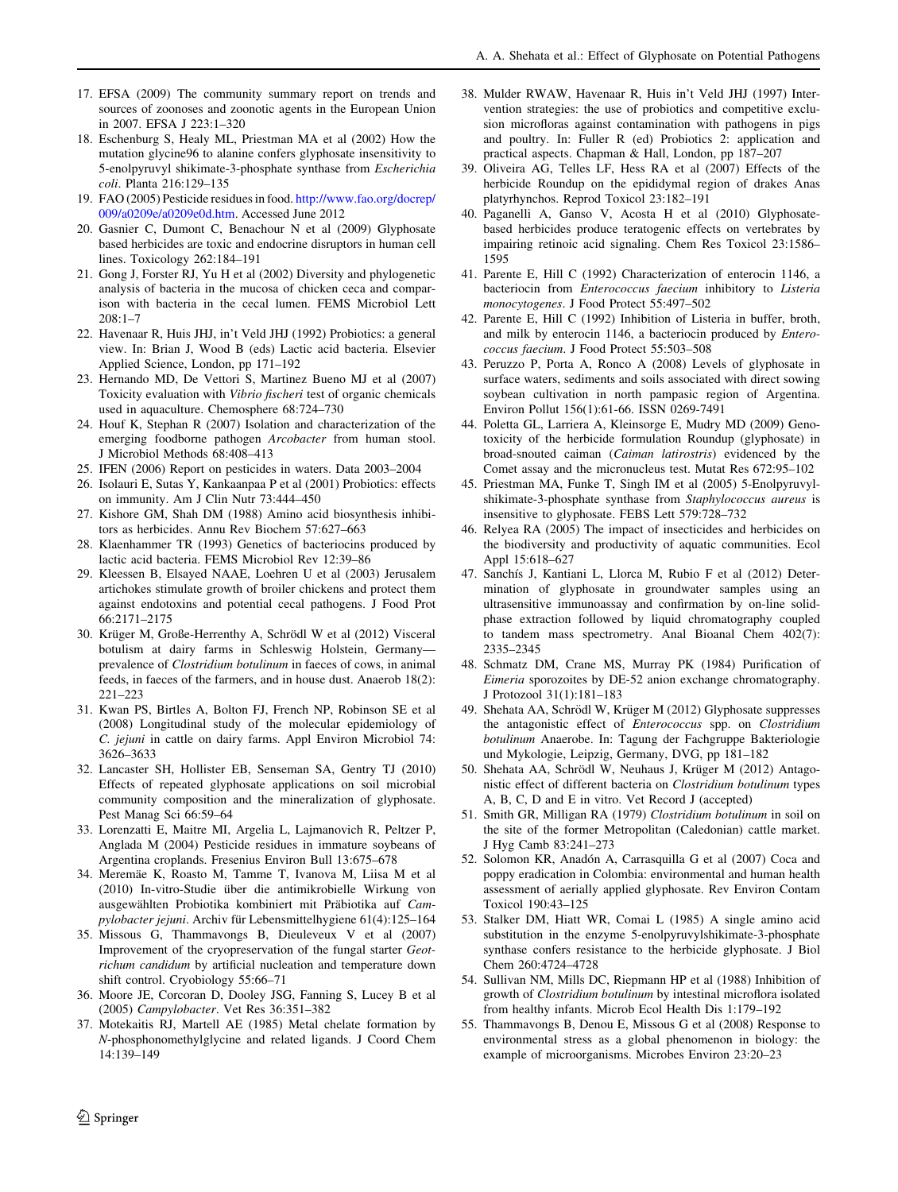17. EFSA (2009) The community summary report on trends and sources of zoonoses and zoonotic agents in the European Union in 2007. EFSA J 223:1–320
18. Eschenburg S, Healy ML, Priestman MA et al (2002) How the mutation glycine96 to alanine confers glyphosate insensitivity to 5-enolpyruvyl shikimate-3-phosphate synthase from *Escherichia coli*. Planta 216:129–135
19. FAO (2005) Pesticide residues in food. http://www.fao.org/docrep/009/a0209e/a0209e0d.htm. Accessed June 2012
20. Gasnier C, Dumont C, Benachour N et al (2009) Glyphosate based herbicides are toxic and endocrine disruptors in human cell lines. Toxicology 262:184–191
21. Gong J, Forster RJ, Yu H et al (2002) Diversity and phylogenetic analysis of bacteria in the mucosa of chicken ceca and comparison with bacteria in the cecal lumen. FEMS Microbiol Lett 208:1–7
22. Havenaar R, Huis JHJ, in't Veld JHJ (1992) Probiotics: a general view. In: Brian J, Wood B (eds) Lactic acid bacteria. Elsevier Applied Science, London, pp 171–192
23. Hernando MD, De Vettori S, Martinez Bueno MJ et al (2007) Toxicity evaluation with *Vibrio fischeri* test of organic chemicals used in aquaculture. Chemosphere 68:724–730
24. Houf K, Stephan R (2007) Isolation and characterization of the emerging foodborne pathogen *Arcobacter* from human stool. J Microbiol Methods 68:408–413
25. IFEN (2006) Report on pesticides in waters. Data 2003–2004
26. Isolauri E, Sutas Y, Kankaanpaa P et al (2001) Probiotics: effects on immunity. Am J Clin Nutr 73:444–450
27. Kishore GM, Shah DM (1988) Amino acid biosynthesis inhibitors as herbicides. Annu Rev Biochem 57:627–663
28. Klaenhammer TR (1993) Genetics of bacteriocins produced by lactic acid bacteria. FEMS Microbiol Rev 12:39–86
29. Kleessen B, Elsayed NAAE, Loehren U et al (2003) Jerusalem artichokes stimulate growth of broiler chickens and protect them against endotoxins and potential cecal pathogens. J Food Prot 66:2171–2175
30. Krüger M, Große-Herrenthy A, Schrödl W et al (2012) Visceral botulism at dairy farms in Schleswig Holstein, Germany—prevalence of *Clostridium botulinum* in faeces of cows, in animal feeds, in faeces of the farmers, and in house dust. Anaerob 18(2): 221–223
31. Kwan PS, Birtles A, Bolton FJ, French NP, Robinson SE et al (2008) Longitudinal study of the molecular epidemiology of *C. jejuni* in cattle on dairy farms. Appl Environ Microbiol 74: 3626–3633
32. Lancaster SH, Hollister EB, Senseman SA, Gentry TJ (2010) Effects of repeated glyphosate applications on soil microbial community composition and the mineralization of glyphosate. Pest Manag Sci 66:59–64
33. Lorenzatti E, Maitre MI, Argelia L, Lajmanovich R, Peltzer P, Anglada M (2004) Pesticide residues in immature soybeans of Argentina croplands. Fresenius Environ Bull 13:675–678
34. Meremäe K, Roasto M, Tamme T, Ivanova M, Liisa M et al (2010) In-vitro-Studie über die antimikrobielle Wirkung von ausgewählten Probiotika kombiniert mit Präbiotika auf *Campylobacter jejuni*. Archiv für Lebensmittelhygiene 61(4):125–164
35. Missous G, Thammavongs B, Dieuleveux V et al (2007) Improvement of the cryopreservation of the fungal starter *Geotrichum candidum* by artificial nucleation and temperature down shift control. Cryobiology 55:66–71
36. Moore JE, Corcoran D, Dooley JSG, Fanning S, Lucey B et al (2005) *Campylobacter*. Vet Res 36:351–382
37. Motekaitis RJ, Martell AE (1985) Metal chelate formation by *N*-phosphonomethylglycine and related ligands. J Coord Chem 14:139–149
38. Mulder RWAW, Havenaar R, Huis in't Veld JHJ (1997) Intervention strategies: the use of probiotics and competitive exclusion microfloras against contamination with pathogens in pigs and poultry. In: Fuller R (ed) Probiotics 2: application and practical aspects. Chapman & Hall, London, pp 187–207
39. Oliveira AG, Telles LF, Hess RA et al (2007) Effects of the herbicide Roundup on the epididymal region of drakes Anas platyrhynchos. Reprod Toxicol 23:182–191
40. Paganelli A, Ganso V, Acosta H et al (2010) Glyphosate-based herbicides produce teratogenic effects on vertebrates by impairing retinoic acid signaling. Chem Res Toxicol 23:1586–1595
41. Parente E, Hill C (1992) Characterization of enterocin 1146, a bacteriocin from *Enterococcus faecium* inhibitory to *Listeria monocytogenes*. J Food Protect 55:497–502
42. Parente E, Hill C (1992) Inhibition of Listeria in buffer, broth, and milk by enterocin 1146, a bacteriocin produced by *Enterococcus faecium*. J Food Protect 55:503–508
43. Peruzzo P, Porta A, Ronco A (2008) Levels of glyphosate in surface waters, sediments and soils associated with direct sowing soybean cultivation in north pampasic region of Argentina. Environ Pollut 156(1):61-66. ISSN 0269-7491
44. Poletta GL, Larriera A, Kleinsorge E, Mudry MD (2009) Genotoxicity of the herbicide formulation Roundup (glyphosate) in broad-snouted caiman (*Caiman latirostris*) evidenced by the Comet assay and the micronucleus test. Mutat Res 672:95–102
45. Priestman MA, Funke T, Singh IM et al (2005) 5-Enolpyruvylshikimate-3-phosphate synthase from *Staphylococcus aureus* is insensitive to glyphosate. FEBS Lett 579:728–732
46. Relyea RA (2005) The impact of insecticides and herbicides on the biodiversity and productivity of aquatic communities. Ecol Appl 15:618–627
47. Sanchís J, Kantiani L, Llorca M, Rubio F et al (2012) Determination of glyphosate in groundwater samples using an ultrasensitive immunoassay and confirmation by on-line solid-phase extraction followed by liquid chromatography coupled to tandem mass spectrometry. Anal Bioanal Chem 402(7): 2335–2345
48. Schmatz DM, Crane MS, Murray PK (1984) Purification of *Eimeria* sporozoites by DE-52 anion exchange chromatography. J Protozool 31(1):181–183
49. Shehata AA, Schrödl W, Krüger M (2012) Glyphosate suppresses the antagonistic effect of *Enterococcus* spp. on *Clostridium botulinum* Anaerobe. In: Tagung der Fachgruppe Bakteriologie und Mykologie, Leipzig, Germany, DVG, pp 181–182
50. Shehata AA, Schrödl W, Neuhaus J, Krüger M (2012) Antagonistic effect of different bacteria on *Clostridium botulinum* types A, B, C, D and E in vitro. Vet Record J (accepted)
51. Smith GR, Milligan RA (1979) *Clostridium botulinum* in soil on the site of the former Metropolitan (Caledonian) cattle market. J Hyg Camb 83:241–273
52. Solomon KR, Anadón A, Carrasquilla G et al (2007) Coca and poppy eradication in Colombia: environmental and human health assessment of aerially applied glyphosate. Rev Environ Contam Toxicol 190:43–125
53. Stalker DM, Hiatt WR, Comai L (1985) A single amino acid substitution in the enzyme 5-enolpyruvylshikimate-3-phosphate synthase confers resistance to the herbicide glyphosate. J Biol Chem 260:4724–4728
54. Sullivan NM, Mills DC, Riepmann HP et al (1988) Inhibition of growth of *Clostridium botulinum* by intestinal microflora isolated from healthy infants. Microb Ecol Health Dis 1:179–192
55. Thammavongs B, Denou E, Missous G et al (2008) Response to environmental stress as a global phenomenon in biology: the example of microorganisms. Microbes Environ 23:20–23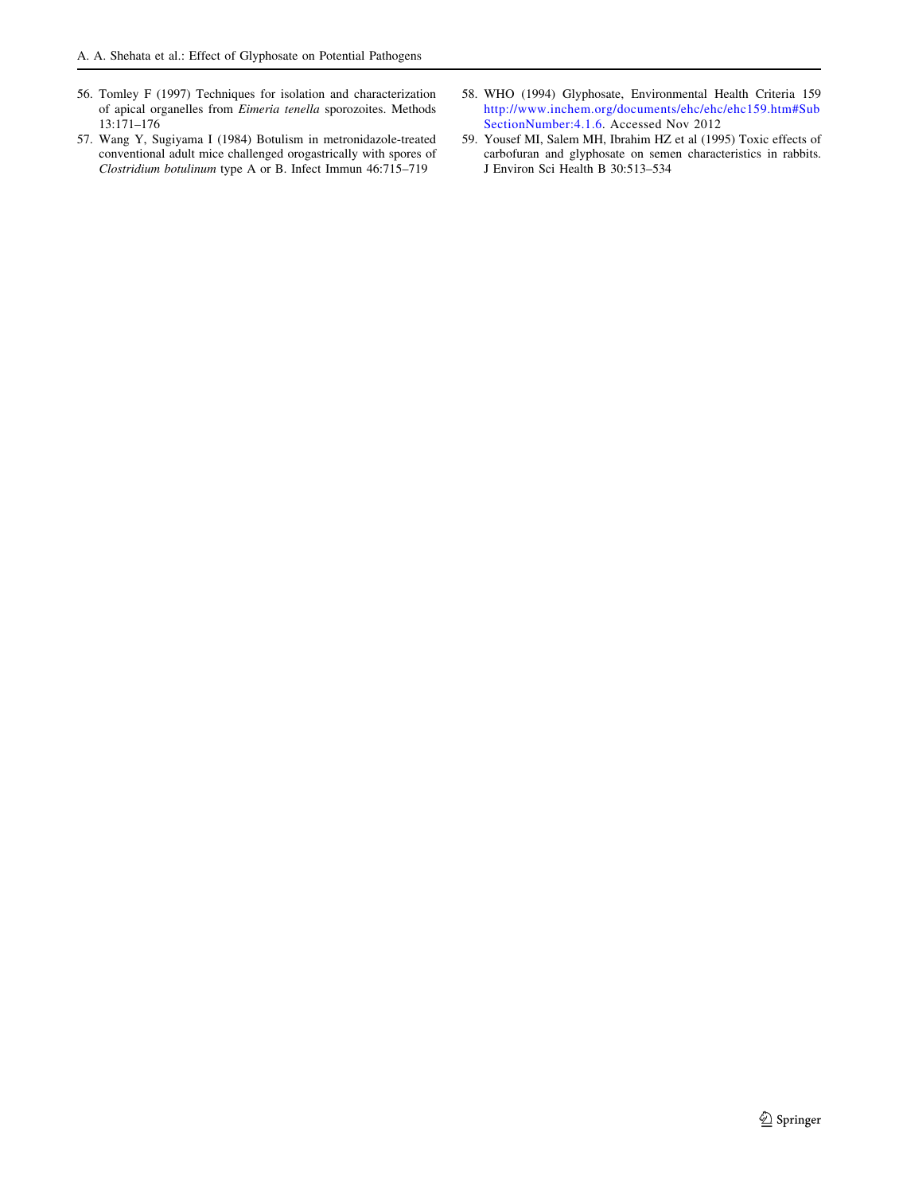56. Tomley F (1997) Techniques for isolation and characterization of apical organelles from *Eimeria tenella* sporozoites. Methods 13:171–176
57. Wang Y, Sugiyama I (1984) Botulism in metronidazole-treated conventional adult mice challenged orogastrically with spores of *Clostridium botulinum* type A or B. Infect Immun 46:715–719
58. WHO (1994) Glyphosate, Environmental Health Criteria 159 http://www.inchem.org/documents/ehc/ehc/ehc159.htm#SubSectionNumber:4.1.6. Accessed Nov 2012
59. Yousef MI, Salem MH, Ibrahim HZ et al (1995) Toxic effects of carbofuran and glyphosate on semen characteristics in rabbits. J Environ Sci Health B 30:513–534